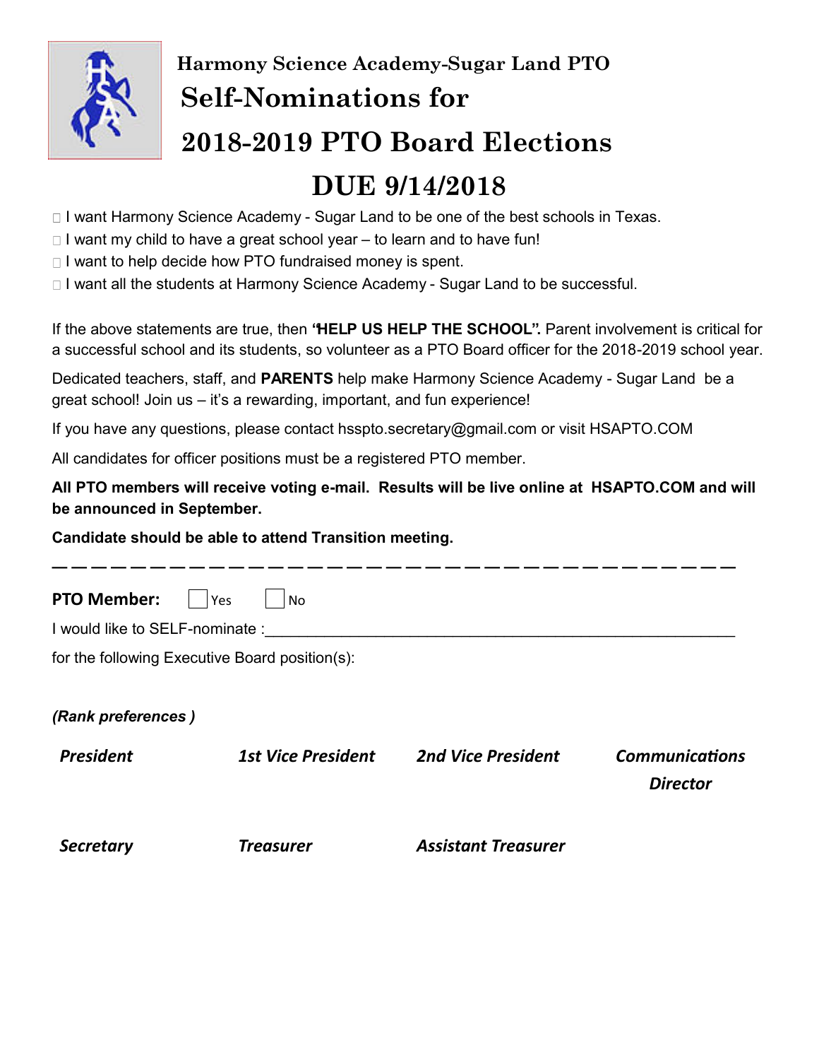**Harmony Science Academy-Sugar Land PTO**

# Self-Nominations for 2018-2019 PTO Board Elections

# DUE 9/14/2018

- ☐ I want Harmony Science Academy - Sugar Land to be one of the best schools in Texas.
- ☐ I want my child to have a great school year – to learn and to have fun!
- ☐ I want to help decide how PTO fundraised money is spent.
- ☐ I want all the students at Harmony Science Academy - Sugar Land to be successful.

If the above statements are true, then **"HELP US HELP THE SCHOOL".** Parent involvement is critical for a successful school and its students, so volunteer as a PTO Board officer for the 2018-2019 school year.

Dedicated teachers, staff, and **PARENTS** help make Harmony Science Academy - Sugar Land be a great school! Join us – it's a rewarding, important, and fun experience!

If you have any questions, please contact hsspto.secretary@gmail.com or visit HSAPTO.COM

All candidates for officer positions must be a registered PTO member.

**All PTO members will receive voting e-mail. Results will be live online at HSAPTO.COM and will be announced in September.**

**Candidate should be able to attend Transition meeting.**

---

**PTO Member:** ☐ Yes ☐ No

I would like to SELF-nominate :________________________________________________________

for the following Executive Board position(s):

***(Rank preferences )***

***President*** ***1st Vice President*** ***2nd Vice President*** ***Communications Director***

***Secretary*** ***Treasurer*** ***Assistant Treasurer***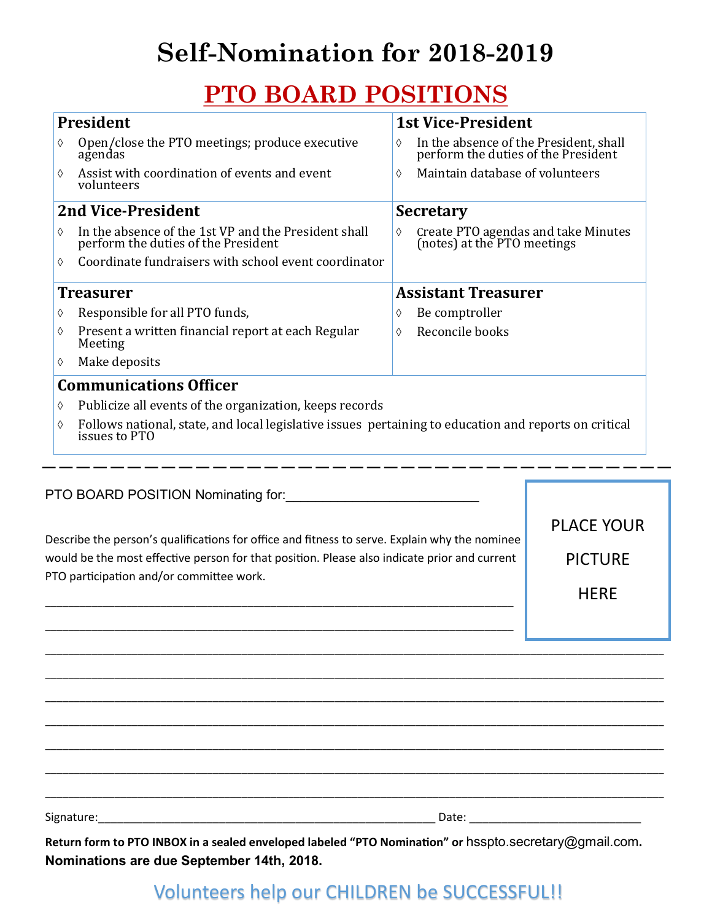# Self-Nomination for 2018-2019

## PTO BOARD POSITIONS

### President

- Open/close the PTO meetings; produce executive agendas
- Assist with coordination of events and event volunteers

### 1st Vice-President

- In the absence of the President, shall perform the duties of the President
- Maintain database of volunteers

### 2nd Vice-President

- In the absence of the 1st VP and the President shall perform the duties of the President
- Coordinate fundraisers with school event coordinator

### Secretary

- Create PTO agendas and take Minutes (notes) at the PTO meetings

### Treasurer

- Responsible for all PTO funds,
- Present a written financial report at each Regular Meeting
- Make deposits

### Assistant Treasurer

- Be comptroller
- Reconcile books

### Communications Officer

- Publicize all events of the organization, keeps records
- Follows national, state, and local legislative issues pertaining to education and reports on critical issues to PTO

---

PTO BOARD POSITION Nominating for:___________________________

PLACE YOUR PICTURE HERE

Describe the person's qualifications for office and fitness to serve. Explain why the nominee would be the most effective person for that position. Please also indicate prior and current PTO participation and/or committee work.

_______________________________________________________________________________

_______________________________________________________________________________

_______________________________________________________________________________

_______________________________________________________________________________

_______________________________________________________________________________

_______________________________________________________________________________

_______________________________________________________________________________

_______________________________________________________________________________

_______________________________________________________________________________

Signature:_________________________________________________________ Date: ___________________________

**Return form to PTO INBOX in a sealed enveloped labeled "PTO Nomination" or** hsspto.secretary@gmail.com**.**
**Nominations are due September 14th, 2018.**

Volunteers help our CHILDREN be SUCCESSFUL!!